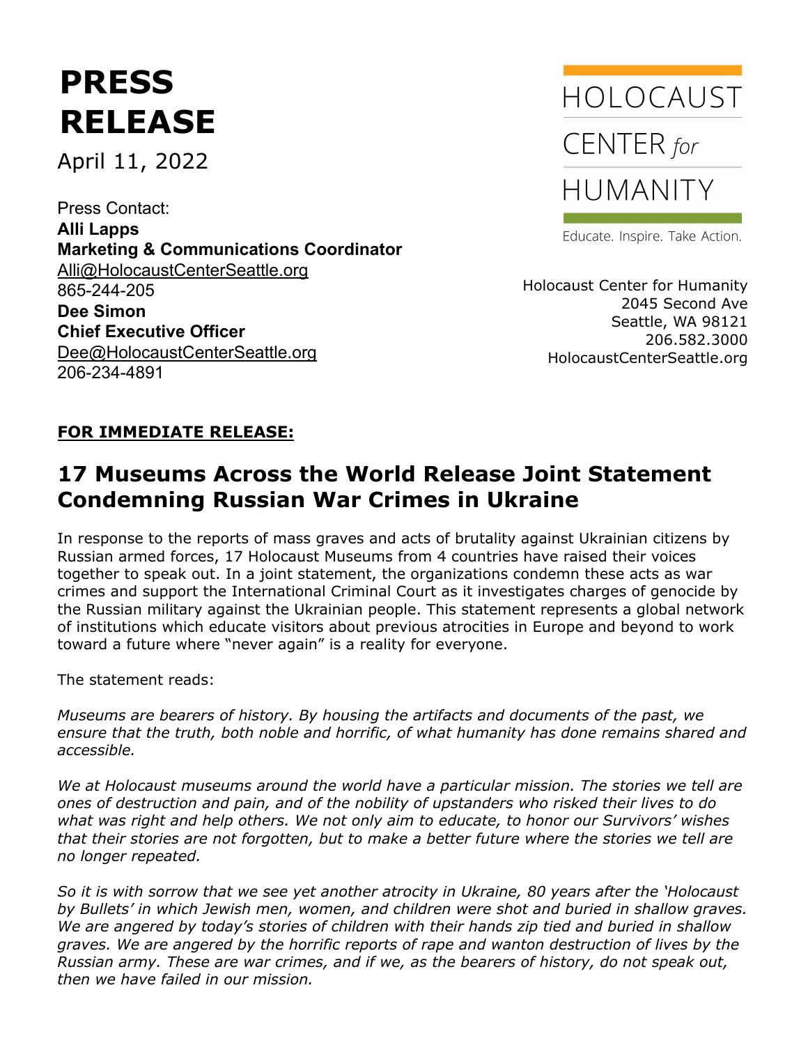# PRESS RELEASE

April 11, 2022

Press Contact:
**Alli Lapps**
**Marketing & Communications Coordinator**
Alli@HolocaustCenterSeattle.org
865-244-205
**Dee Simon**
**Chief Executive Officer**
Dee@HolocaustCenterSeattle.org
206-234-4891

HOLOCAUST CENTER *for* HUMANITY

Educate. Inspire. Take Action.

Holocaust Center for Humanity
2045 Second Ave
Seattle, WA 98121
206.582.3000
HolocaustCenterSeattle.org

**FOR IMMEDIATE RELEASE:**

## 17 Museums Across the World Release Joint Statement Condemning Russian War Crimes in Ukraine

In response to the reports of mass graves and acts of brutality against Ukrainian citizens by Russian armed forces, 17 Holocaust Museums from 4 countries have raised their voices together to speak out. In a joint statement, the organizations condemn these acts as war crimes and support the International Criminal Court as it investigates charges of genocide by the Russian military against the Ukrainian people. This statement represents a global network of institutions which educate visitors about previous atrocities in Europe and beyond to work toward a future where "never again" is a reality for everyone.

The statement reads:

*Museums are bearers of history. By housing the artifacts and documents of the past, we ensure that the truth, both noble and horrific, of what humanity has done remains shared and accessible.*

*We at Holocaust museums around the world have a particular mission. The stories we tell are ones of destruction and pain, and of the nobility of upstanders who risked their lives to do what was right and help others. We not only aim to educate, to honor our Survivors' wishes that their stories are not forgotten, but to make a better future where the stories we tell are no longer repeated.*

*So it is with sorrow that we see yet another atrocity in Ukraine, 80 years after the 'Holocaust by Bullets' in which Jewish men, women, and children were shot and buried in shallow graves. We are angered by today's stories of children with their hands zip tied and buried in shallow graves. We are angered by the horrific reports of rape and wanton destruction of lives by the Russian army. These are war crimes, and if we, as the bearers of history, do not speak out, then we have failed in our mission.*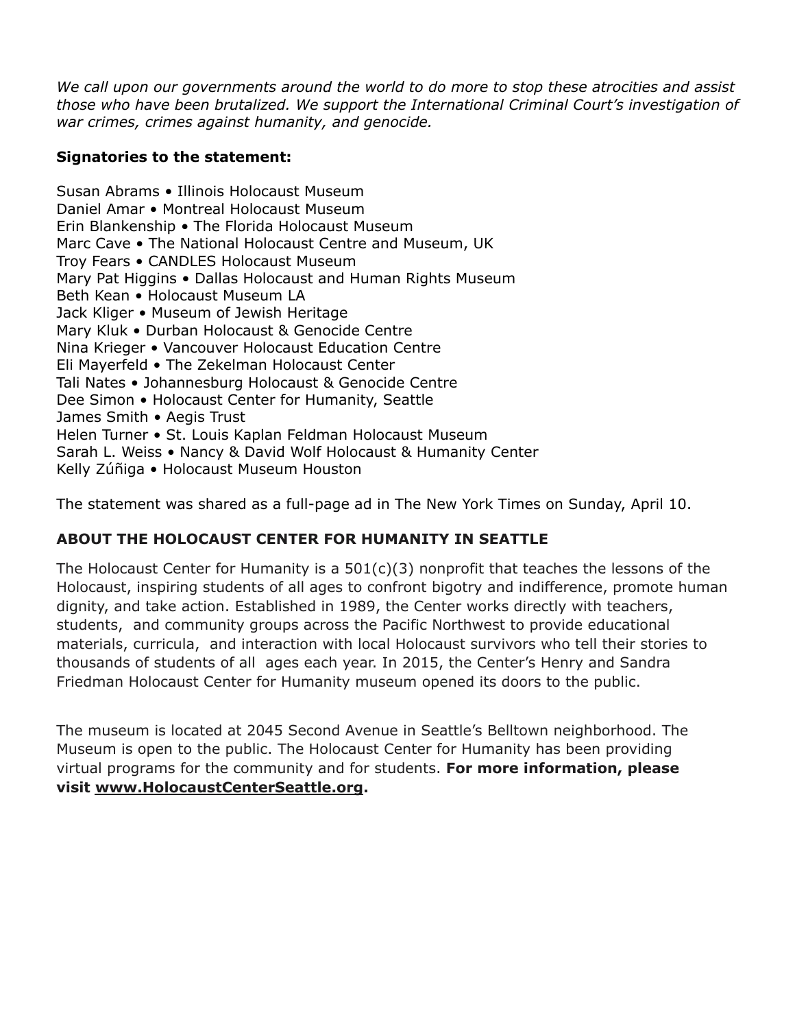*We call upon our governments around the world to do more to stop these atrocities and assist those who have been brutalized. We support the International Criminal Court's investigation of war crimes, crimes against humanity, and genocide.*

**Signatories to the statement:**

Susan Abrams • Illinois Holocaust Museum
Daniel Amar • Montreal Holocaust Museum
Erin Blankenship • The Florida Holocaust Museum
Marc Cave • The National Holocaust Centre and Museum, UK
Troy Fears • CANDLES Holocaust Museum
Mary Pat Higgins • Dallas Holocaust and Human Rights Museum
Beth Kean • Holocaust Museum LA
Jack Kliger • Museum of Jewish Heritage
Mary Kluk • Durban Holocaust & Genocide Centre
Nina Krieger • Vancouver Holocaust Education Centre
Eli Mayerfeld • The Zekelman Holocaust Center
Tali Nates • Johannesburg Holocaust & Genocide Centre
Dee Simon • Holocaust Center for Humanity, Seattle
James Smith • Aegis Trust
Helen Turner • St. Louis Kaplan Feldman Holocaust Museum
Sarah L. Weiss • Nancy & David Wolf Holocaust & Humanity Center
Kelly Zúñiga • Holocaust Museum Houston

The statement was shared as a full-page ad in The New York Times on Sunday, April 10.

## ABOUT THE HOLOCAUST CENTER FOR HUMANITY IN SEATTLE

The Holocaust Center for Humanity is a 501(c)(3) nonprofit that teaches the lessons of the Holocaust, inspiring students of all ages to confront bigotry and indifference, promote human dignity, and take action. Established in 1989, the Center works directly with teachers, students, and community groups across the Pacific Northwest to provide educational materials, curricula, and interaction with local Holocaust survivors who tell their stories to thousands of students of all ages each year. In 2015, the Center's Henry and Sandra Friedman Holocaust Center for Humanity museum opened its doors to the public.

The museum is located at 2045 Second Avenue in Seattle's Belltown neighborhood. The Museum is open to the public. The Holocaust Center for Humanity has been providing virtual programs for the community and for students. **For more information, please visit www.HolocaustCenterSeattle.org.**